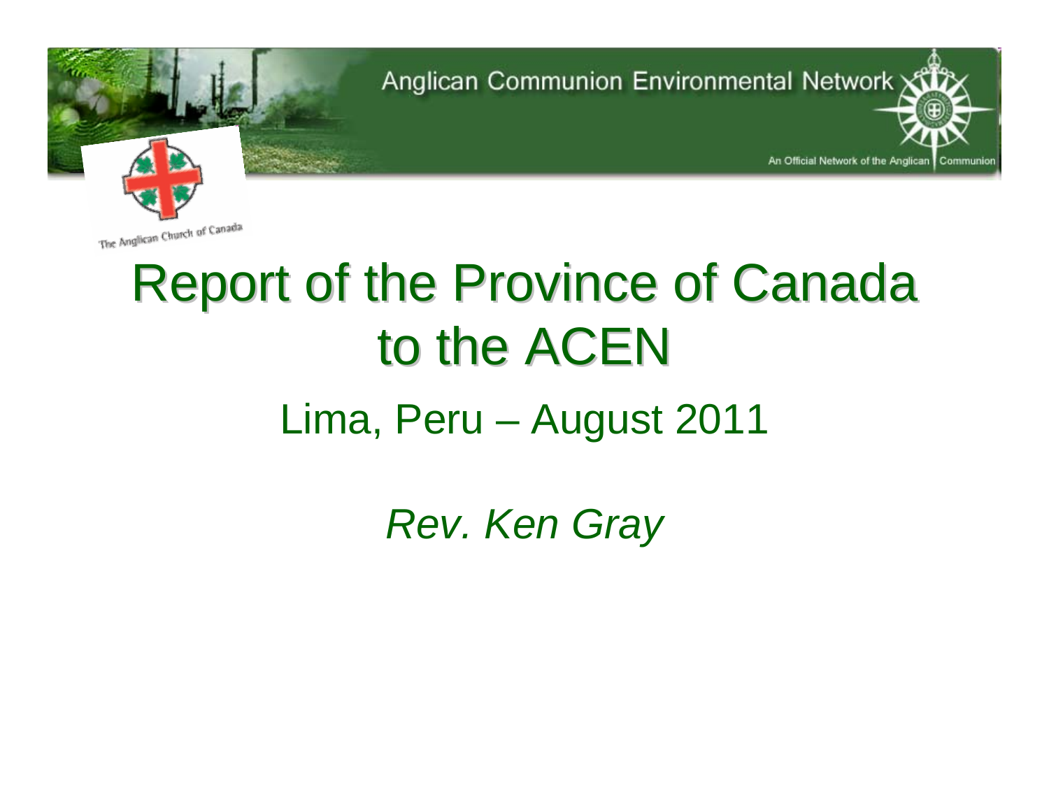Anglican Communion Environmental Network

An Official Network of the Anglican Communion

The Anglican Church of Canada

# Report of the Province of Canada to the ACEN

## Lima, Peru – August 2011

*Rev. Ken Gray*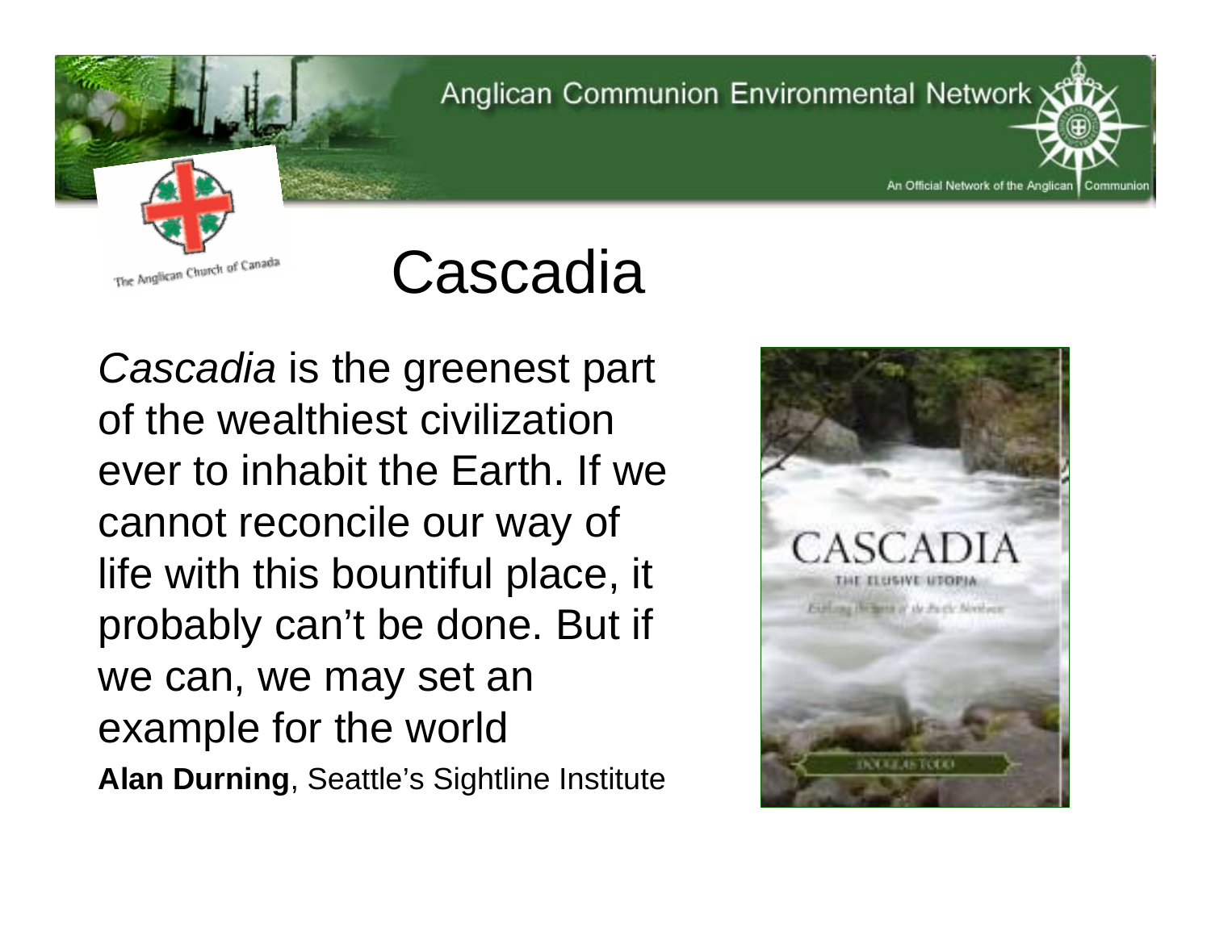# Cascadia

*Cascadia* is the greenest part of the wealthiest civilization ever to inhabit the Earth. If we cannot reconcile our way of life with this bountiful place, it probably can't be done. But if we can, we may set an example for the world

**Alan Durning**, Seattle's Sightline Institute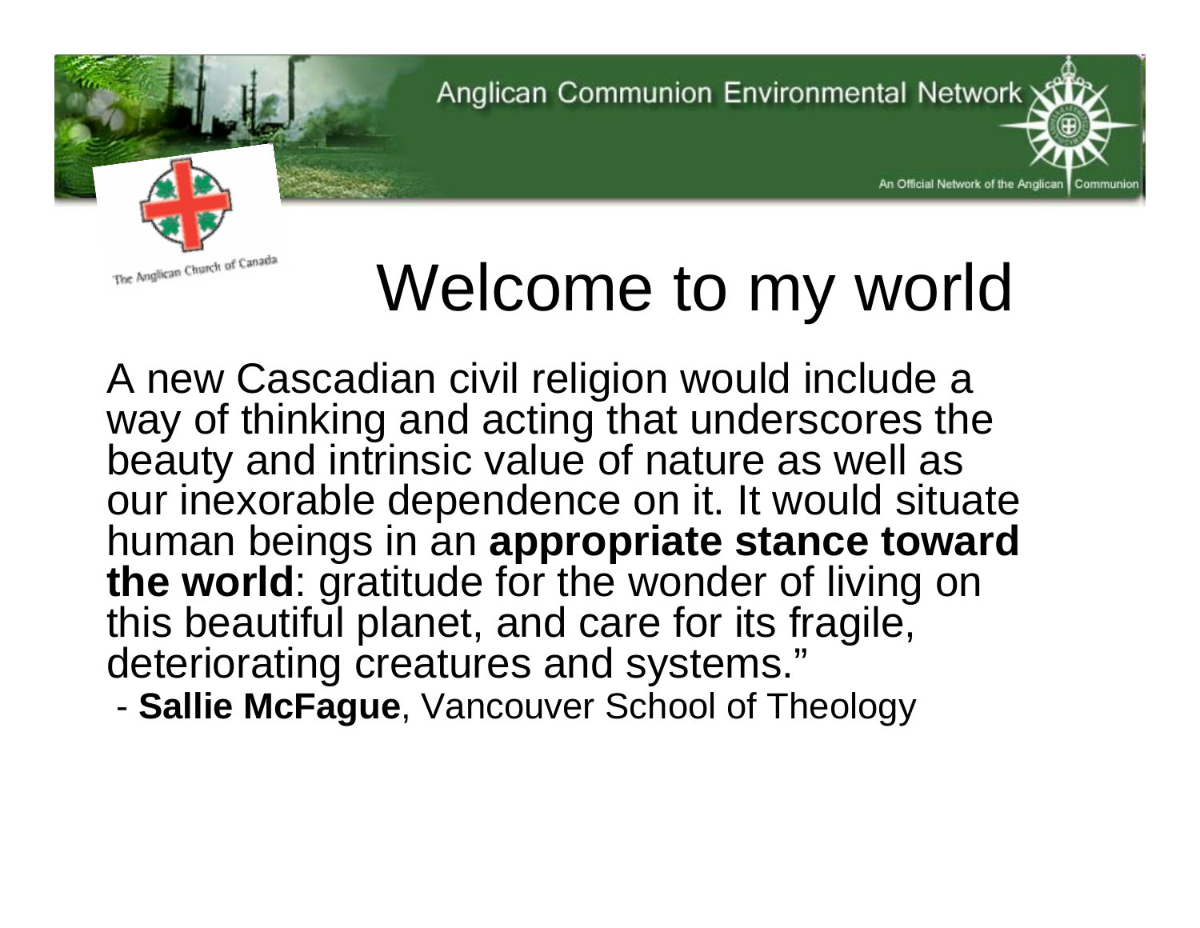# Welcome to my world

A new Cascadian civil religion would include a way of thinking and acting that underscores the beauty and intrinsic value of nature as well as our inexorable dependence on it. It would situate human beings in an **appropriate stance toward the world**: gratitude for the wonder of living on this beautiful planet, and care for its fragile, deteriorating creatures and systems."

- **Sallie McFague**, Vancouver School of Theology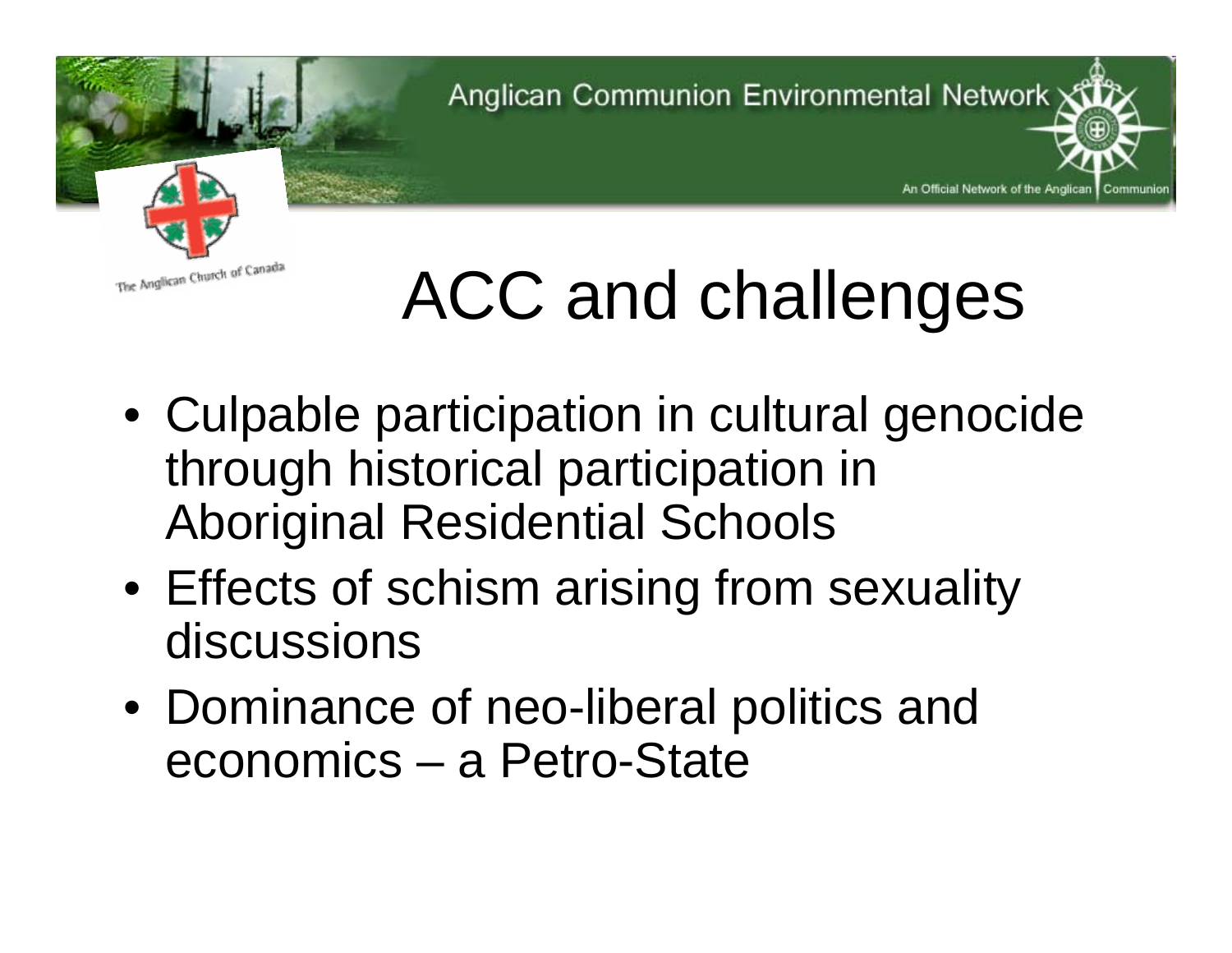# ACC and challenges

- Culpable participation in cultural genocide through historical participation in Aboriginal Residential Schools
- Effects of schism arising from sexuality discussions
- Dominance of neo-liberal politics and economics – a Petro-State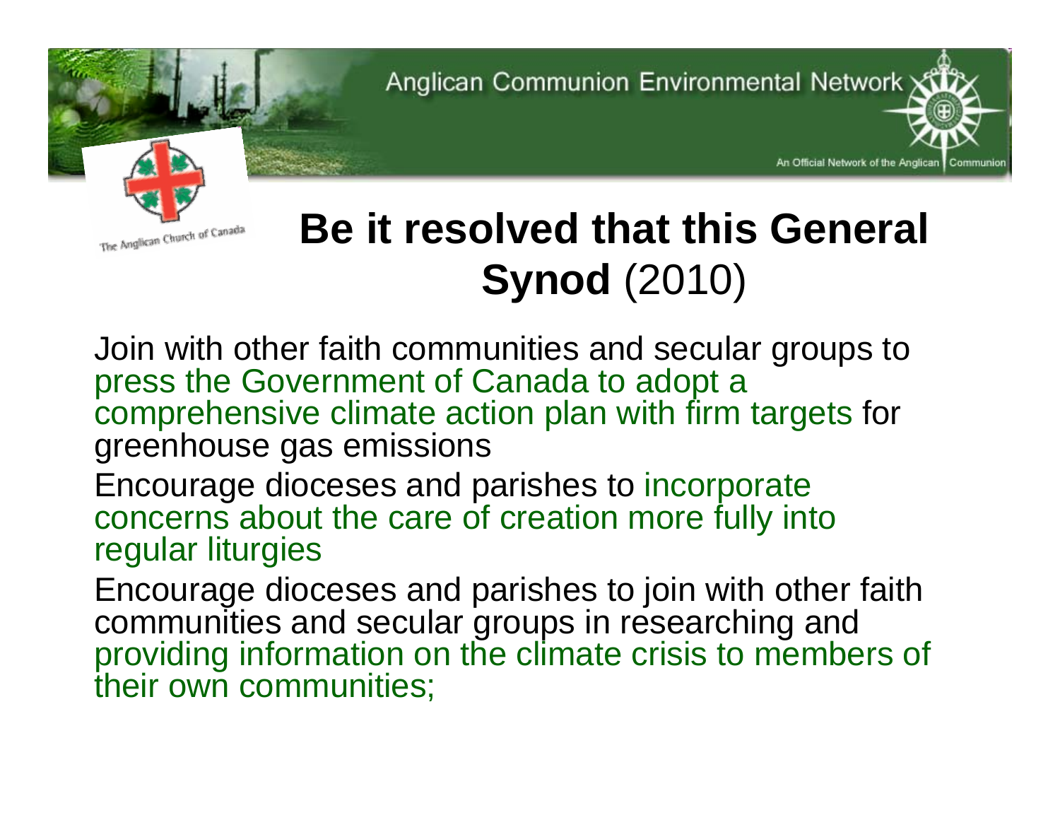Anglican Communion Environmental Network

An Official Network of the Anglican Communion

The Anglican Church of Canada

# **Be it resolved that this General Synod** (2010)

Join with other faith communities and secular groups to press the Government of Canada to adopt a comprehensive climate action plan with firm targets for greenhouse gas emissions

Encourage dioceses and parishes to incorporate concerns about the care of creation more fully into regular liturgies

Encourage dioceses and parishes to join with other faith communities and secular groups in researching and providing information on the climate crisis to members of their own communities;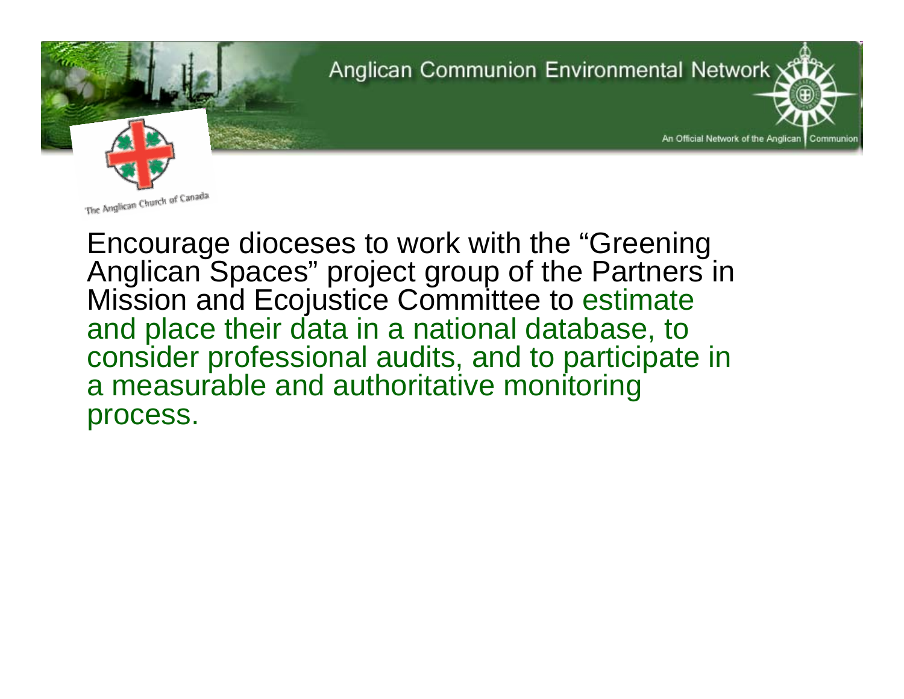Encourage dioceses to work with the "Greening Anglican Spaces" project group of the Partners in Mission and Ecojustice Committee to estimate and place their data in a national database, to consider professional audits, and to participate in a measurable and authoritative monitoring process.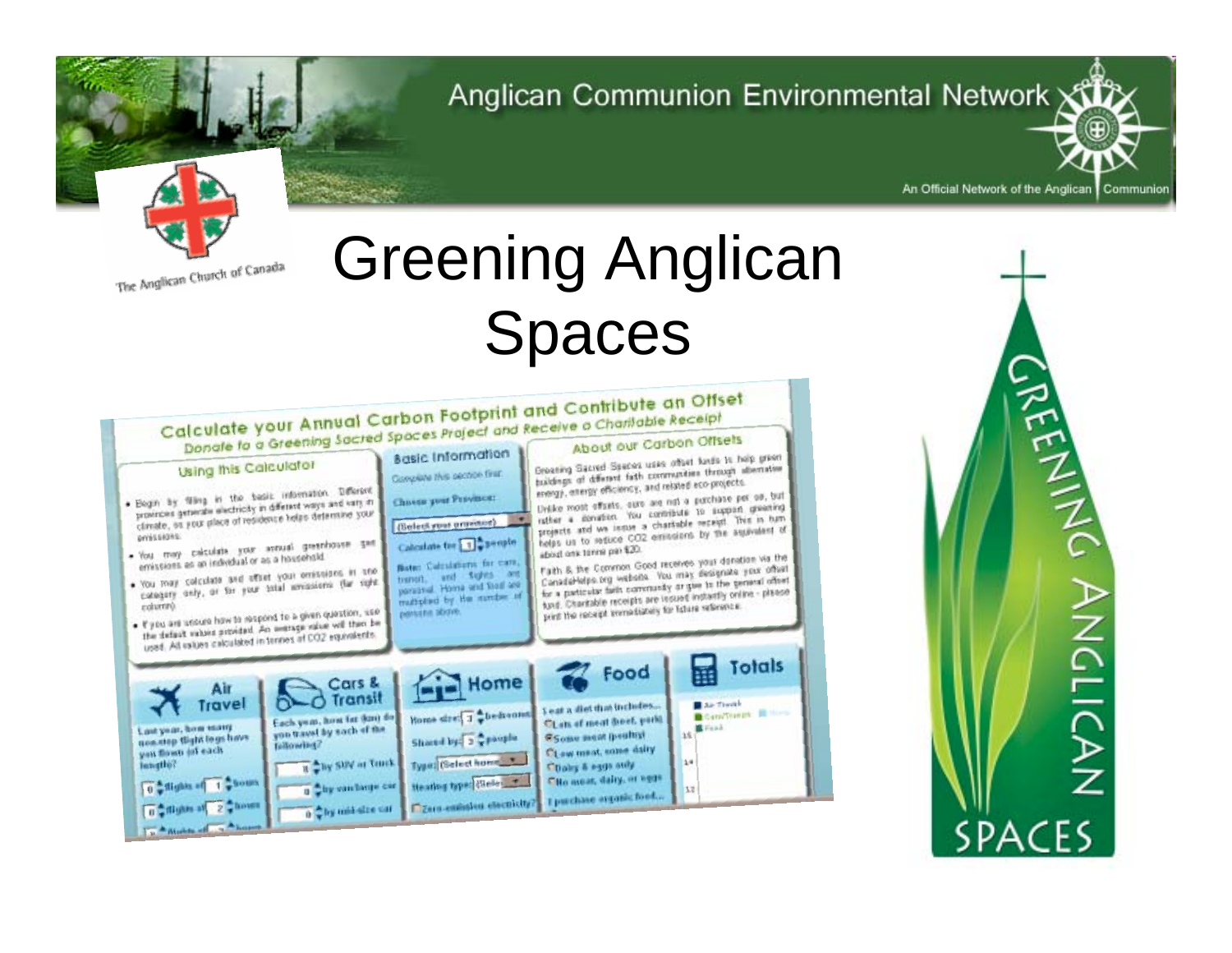Anglican Communion Environmental Network

An Official Network of the Anglican Communion

The Anglican Church of Canada

# Greening Anglican Spaces

## Calculate your Annual Carbon Footprint and Contribute an Offset

*Donate to a Greening Sacred Spaces Project and Receive a Charitable Receipt*

### Using this Calculator

- Begin by filling in the basic information. Different provinces generate electricity in different ways and vary in climate, so your place of residence helps determine your emissions.
- You may calculate your annual greenhouse gas emissions as an individual or as a household.
- You may calculate and offset your emissions in one category only, or for your total emissions (far right column).
- If you are unsure how to respond to a given question, use the default values provided. An average value will then be used. All values calculated in tonnes of CO2 equivalents.

### Basic Information

Complete this section first.

Choose your Province:

(Select your province)

Calculate for [1] people

Note: Calculations for cars, transit, and flights are personal. Home and food are multiplied by the number of persons above.

### About our Carbon Offsets

Greening Sacred Spaces uses offset funds to help green buildings of different faith communities through alternative energy, energy efficiency, and related eco-projects.

Unlike most offsets, ours are not a purchase per se, but rather a donation. You contribute to support greening projects and we issue a charitable receipt. This in turn helps us to reduce CO2 emissions by the equivalent of about one tonne per $20.

Faith & the Common Good receives your donation via the CanadaHelps.org website. You may designate your offset for a particular faith community or give to the general offset fund. Charitable receipts are issued instantly online - please print the receipt immediately for future reference.

### Air Travel

Last year, how many non-stop flight legs have you flown (of each length)?

[0] flights of [1] hours

[0] flights of [2] hours

[0] flights of [3] hours

### Cars & Transit

Each year, how far (km) do you travel by each of the following?

[0] by SUV or Truck

[0] by van/large car

[0] by mid-size car

### Home

Home size: [3] bedrooms

Shared by: [3] people

Type: (Select home)

Heating type: (Select)

Zero-emission electricity?

### Food

I eat a diet that includes...

- Lots of meat (beef, pork)
- Some meat (poultry)
- Low meat, some dairy
- Dairy & eggs only
- No meat, dairy, or eggs

I purchase organic food...

### Totals

Air Travel · Cars/Transit · Home · Food

GREENING ANGLICAN SPACES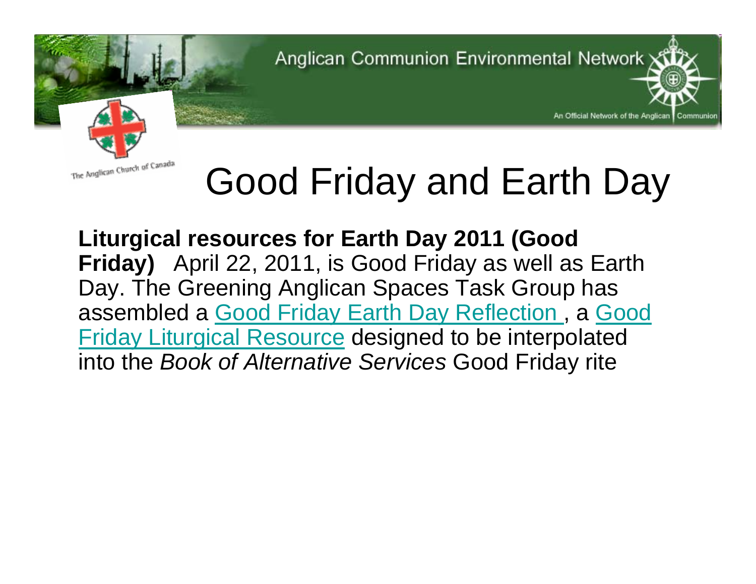# Good Friday and Earth Day

**Liturgical resources for Earth Day 2011 (Good Friday)** April 22, 2011, is Good Friday as well as Earth Day. The Greening Anglican Spaces Task Group has assembled a Good Friday Earth Day Reflection , a Good Friday Liturgical Resource designed to be interpolated into the *Book of Alternative Services* Good Friday rite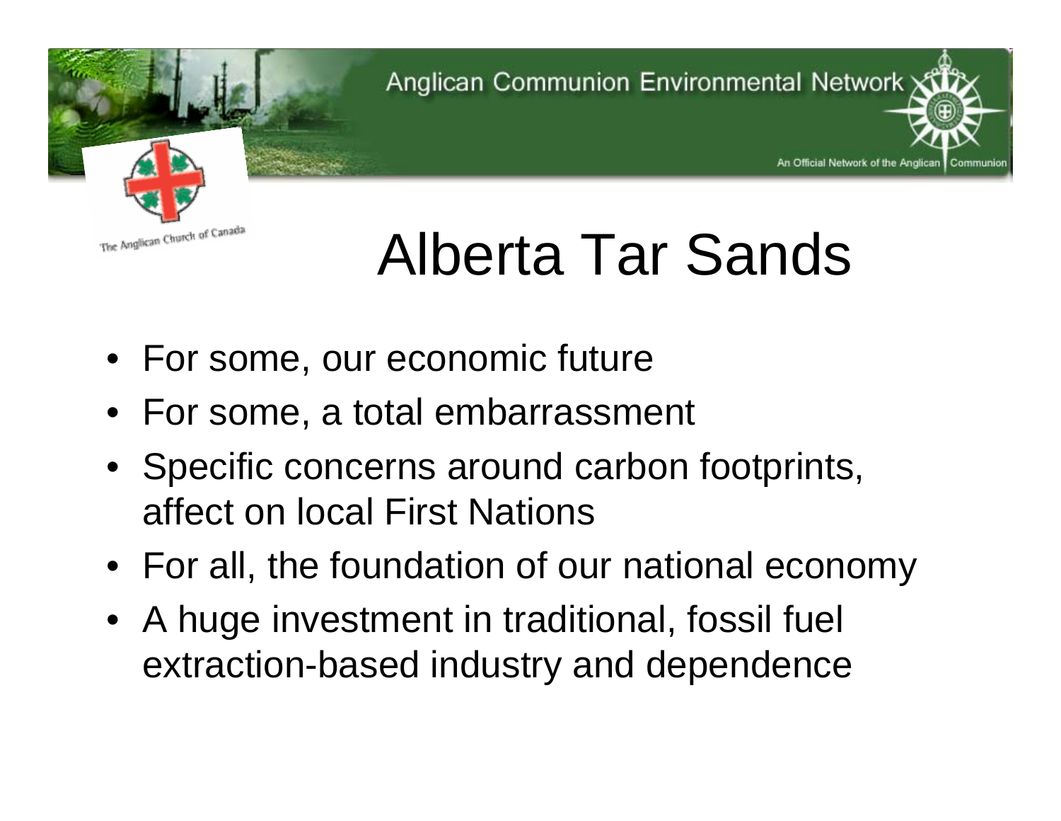# Alberta Tar Sands

- For some, our economic future
- For some, a total embarrassment
- Specific concerns around carbon footprints, affect on local First Nations
- For all, the foundation of our national economy
- A huge investment in traditional, fossil fuel extraction-based industry and dependence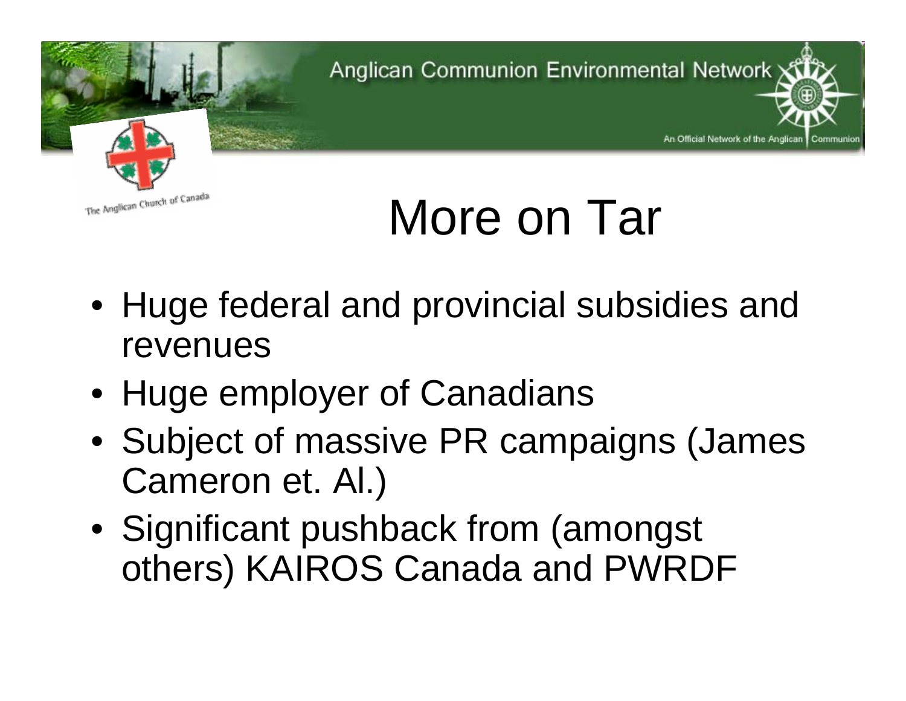# More on Tar

- Huge federal and provincial subsidies and revenues
- Huge employer of Canadians
- Subject of massive PR campaigns (James Cameron et. Al.)
- Significant pushback from (amongst others) KAIROS Canada and PWRDF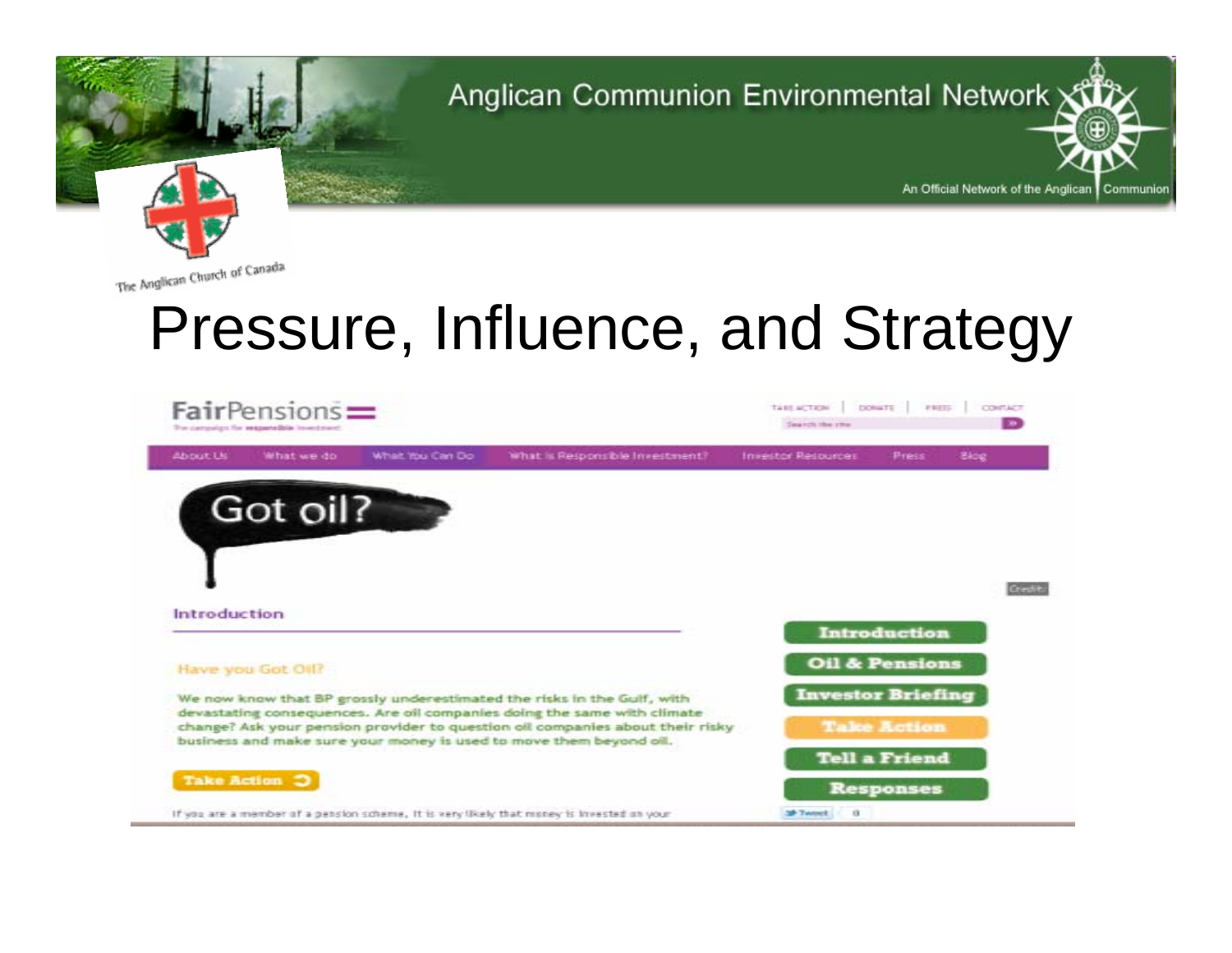Anglican Communion Environmental Network

An Official Network of the Anglican Communion

The Anglican Church of Canada

# Pressure, Influence, and Strategy

FairPensions

The campaign for responsible investment

TAKE ACTION | DONATE | PRESS | CONTACT

About Us | What we do | What You Can Do | What is Responsible Investment? | Investor Resources | Press | Blog

Got oil?

Introduction

Have you Got Oil?

We now know that BP grossly underestimated the risks in the Gulf, with devastating consequences. Are oil companies doing the same with climate change? Ask your pension provider to question oil companies about their risky business and make sure your money is used to move them beyond oil.

Take Action

If you are a member of a pension scheme, it is very likely that money is invested on your

- Introduction
- Oil & Pensions
- Investor Briefing
- Take Action
- Tell a Friend
- Responses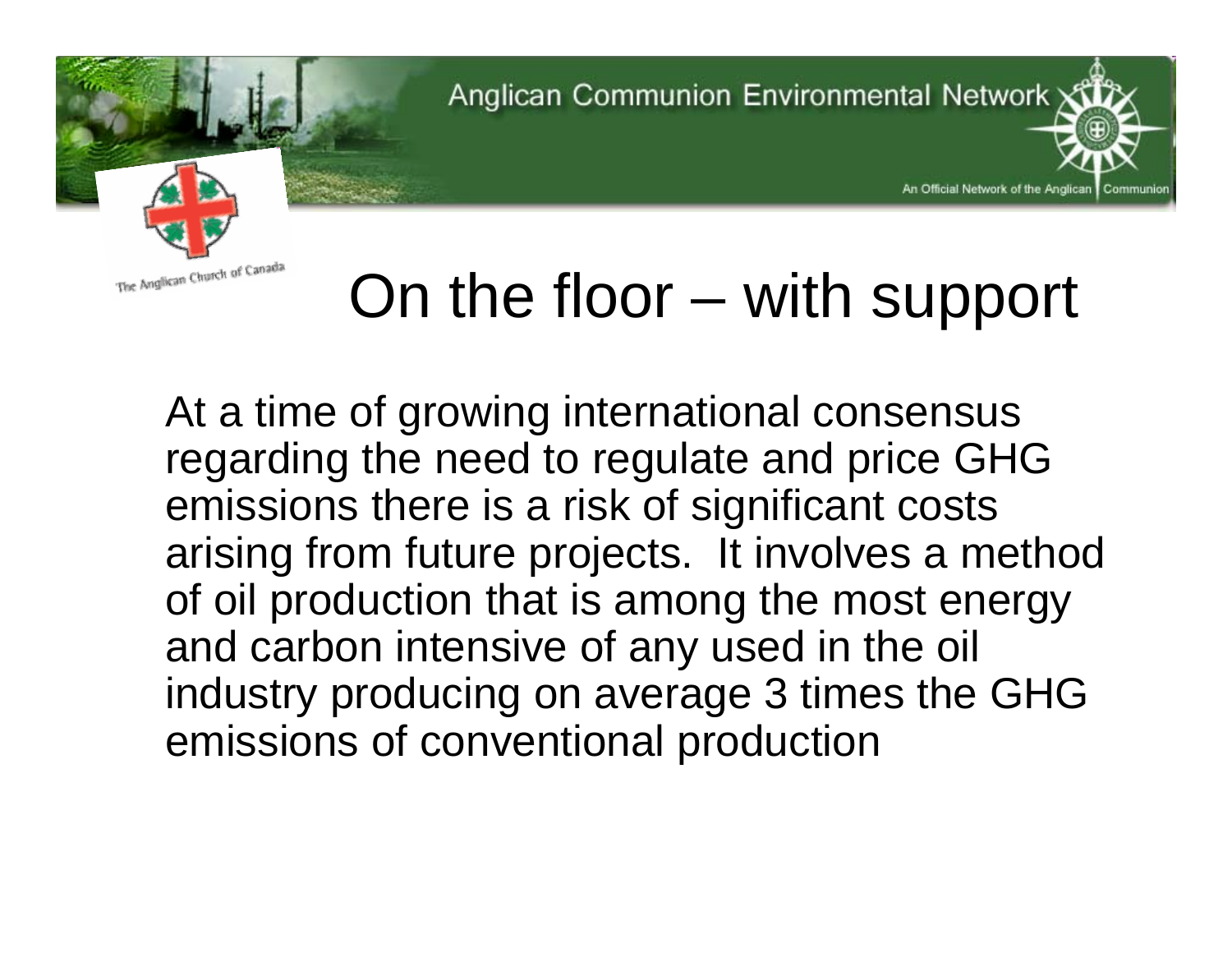# On the floor – with support

At a time of growing international consensus regarding the need to regulate and price GHG emissions there is a risk of significant costs arising from future projects. It involves a method of oil production that is among the most energy and carbon intensive of any used in the oil industry producing on average 3 times the GHG emissions of conventional production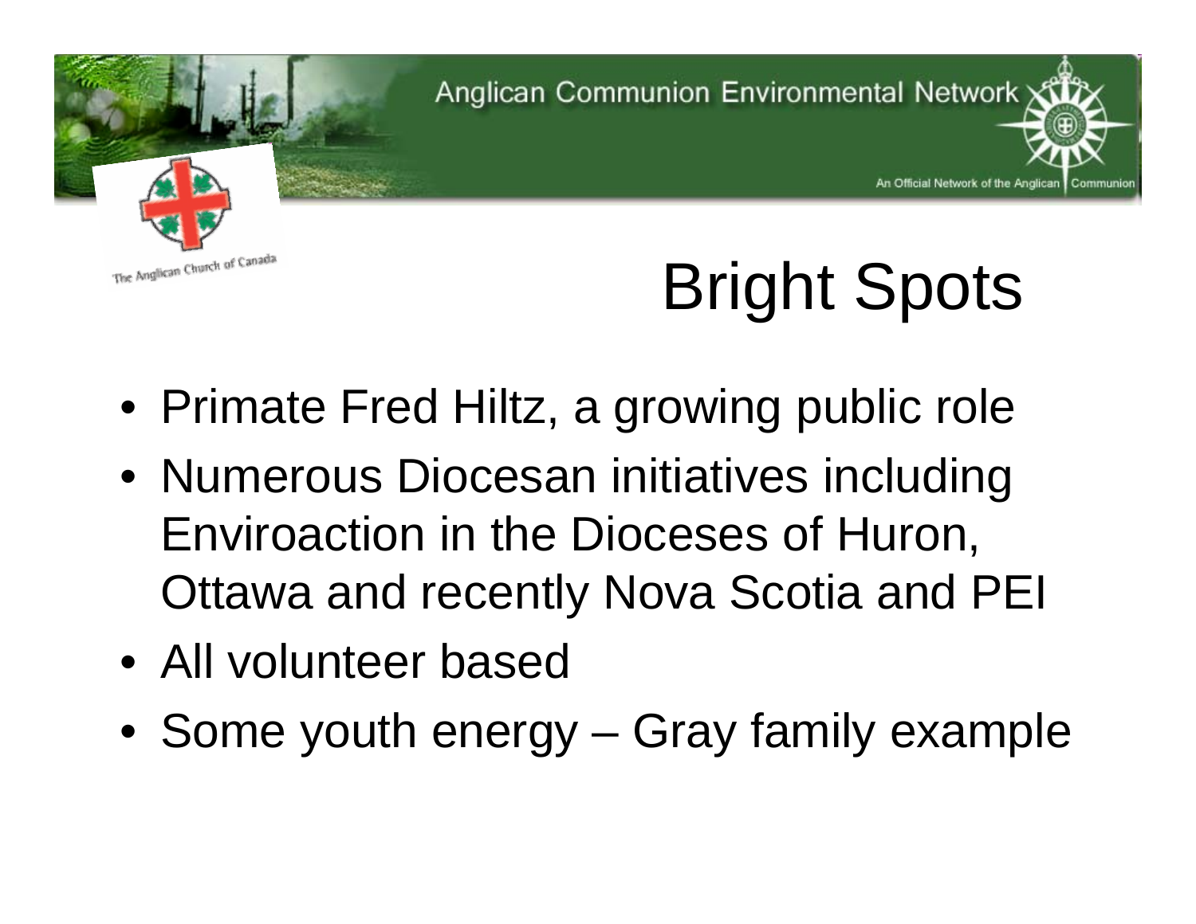# Bright Spots

- Primate Fred Hiltz, a growing public role
- Numerous Diocesan initiatives including Enviroaction in the Dioceses of Huron, Ottawa and recently Nova Scotia and PEI
- All volunteer based
- Some youth energy – Gray family example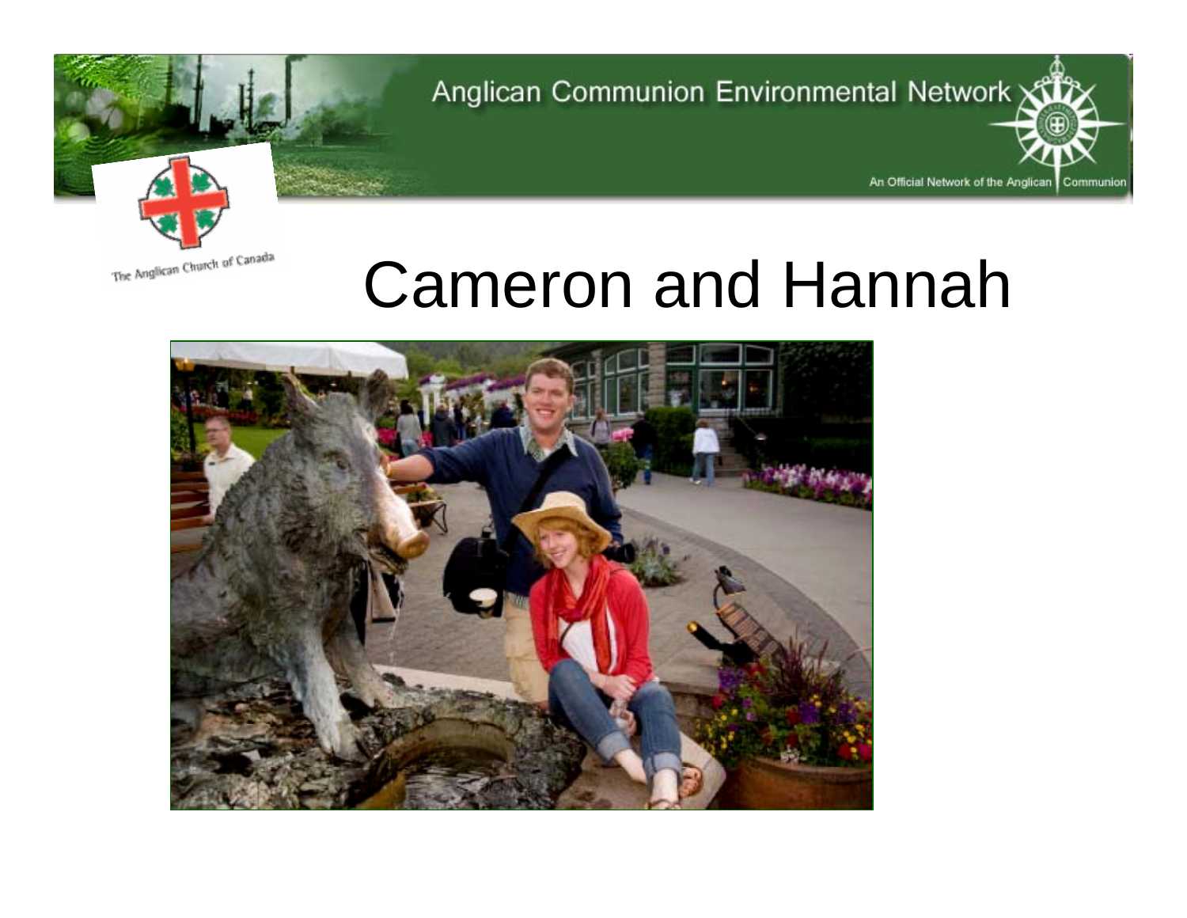Anglican Communion Environmental Network

An Official Network of the Anglican Communion

The Anglican Church of Canada

# Cameron and Hannah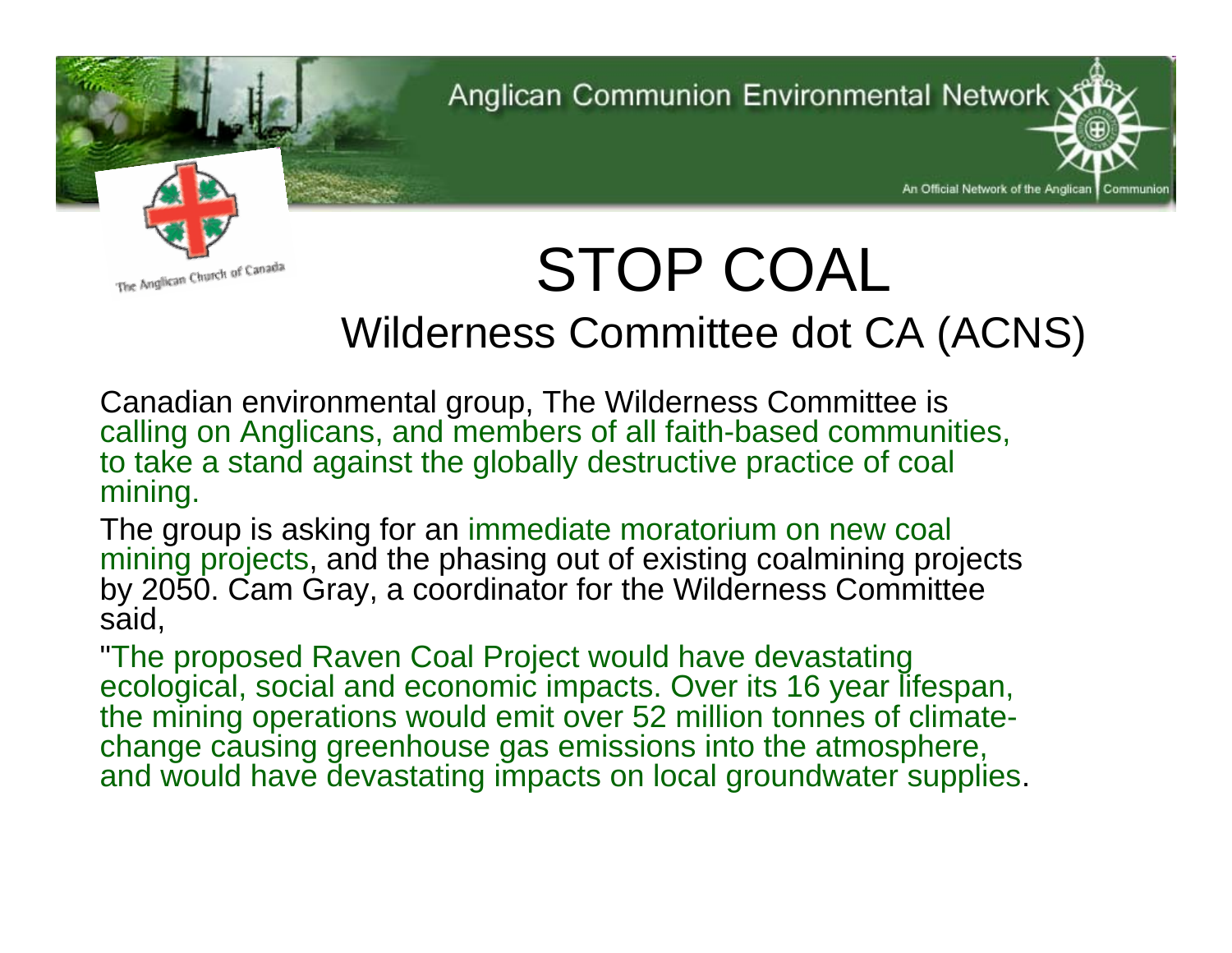Anglican Communion Environmental Network

An Official Network of the Anglican Communion

The Anglican Church of Canada

# STOP COAL

## Wilderness Committee dot CA (ACNS)

Canadian environmental group, The Wilderness Committee is calling on Anglicans, and members of all faith-based communities, to take a stand against the globally destructive practice of coal mining.

The group is asking for an immediate moratorium on new coal mining projects, and the phasing out of existing coalmining projects by 2050. Cam Gray, a coordinator for the Wilderness Committee said,

"The proposed Raven Coal Project would have devastating ecological, social and economic impacts. Over its 16 year lifespan, the mining operations would emit over 52 million tonnes of climate-change causing greenhouse gas emissions into the atmosphere, and would have devastating impacts on local groundwater supplies.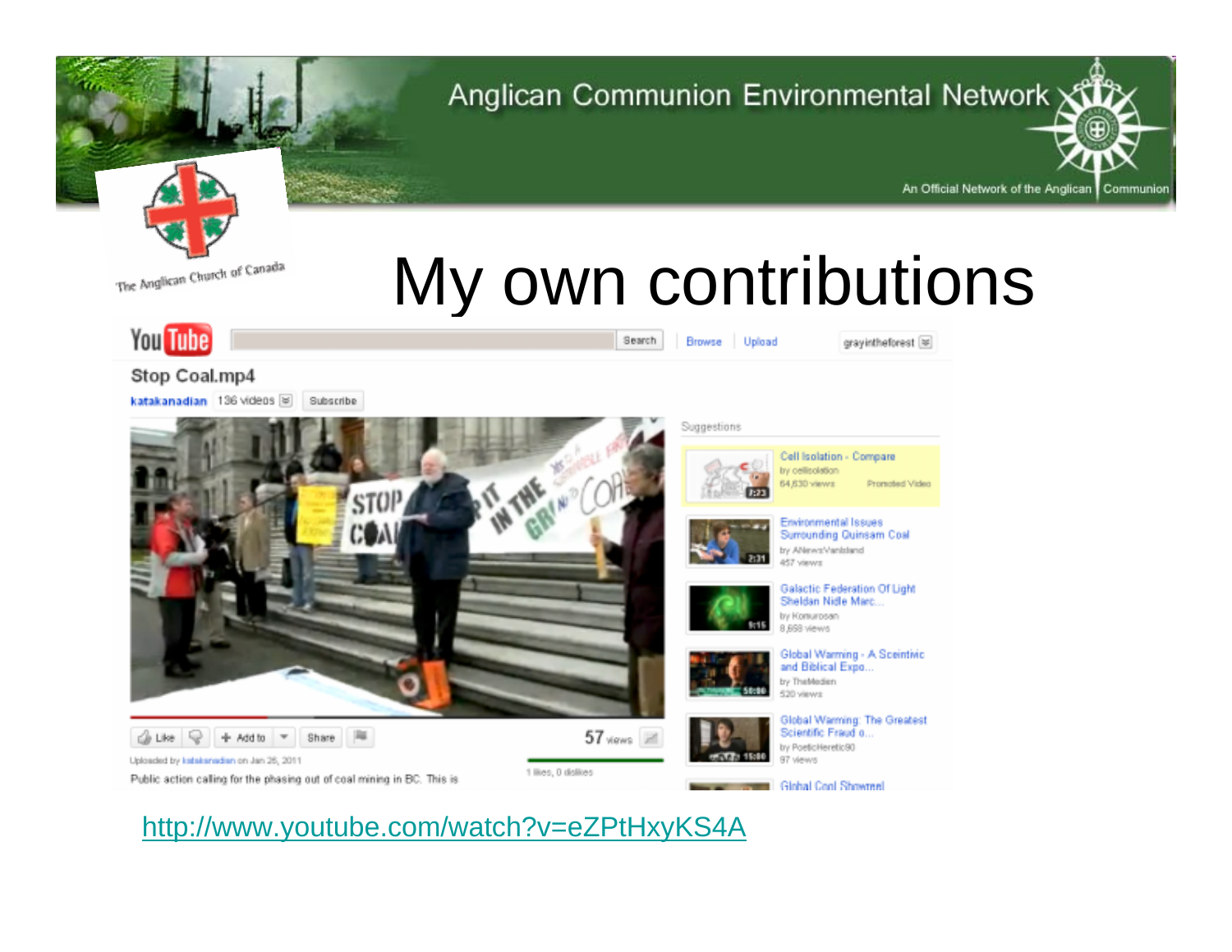# My own contributions

http://www.youtube.com/watch?v=eZPtHxyKS4A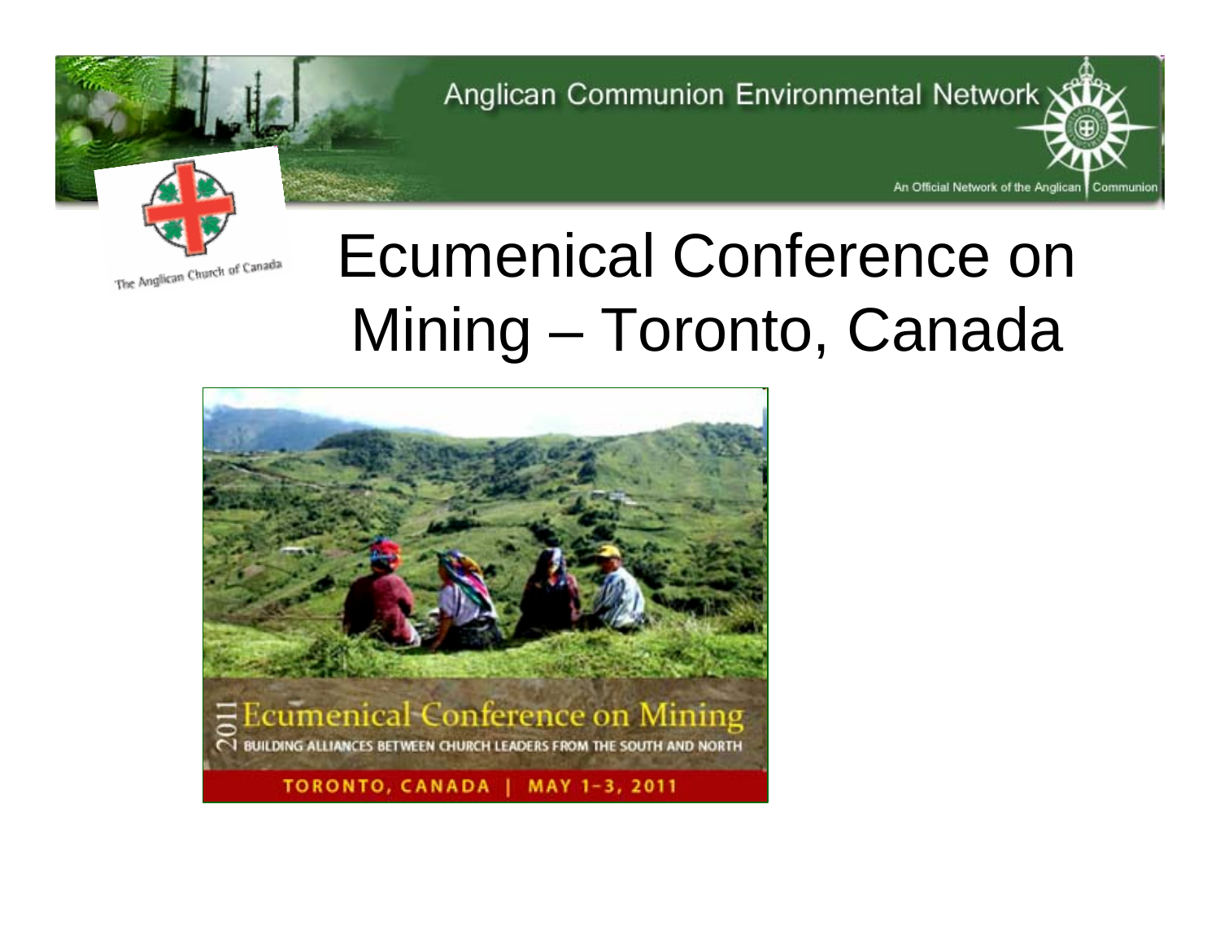Anglican Communion Environmental Network

An Official Network of the Anglican Communion

The Anglican Church of Canada

# Ecumenical Conference on Mining – Toronto, Canada

2011 Ecumenical Conference on Mining

BUILDING ALLIANCES BETWEEN CHURCH LEADERS FROM THE SOUTH AND NORTH

TORONTO, CANADA | MAY 1-3, 2011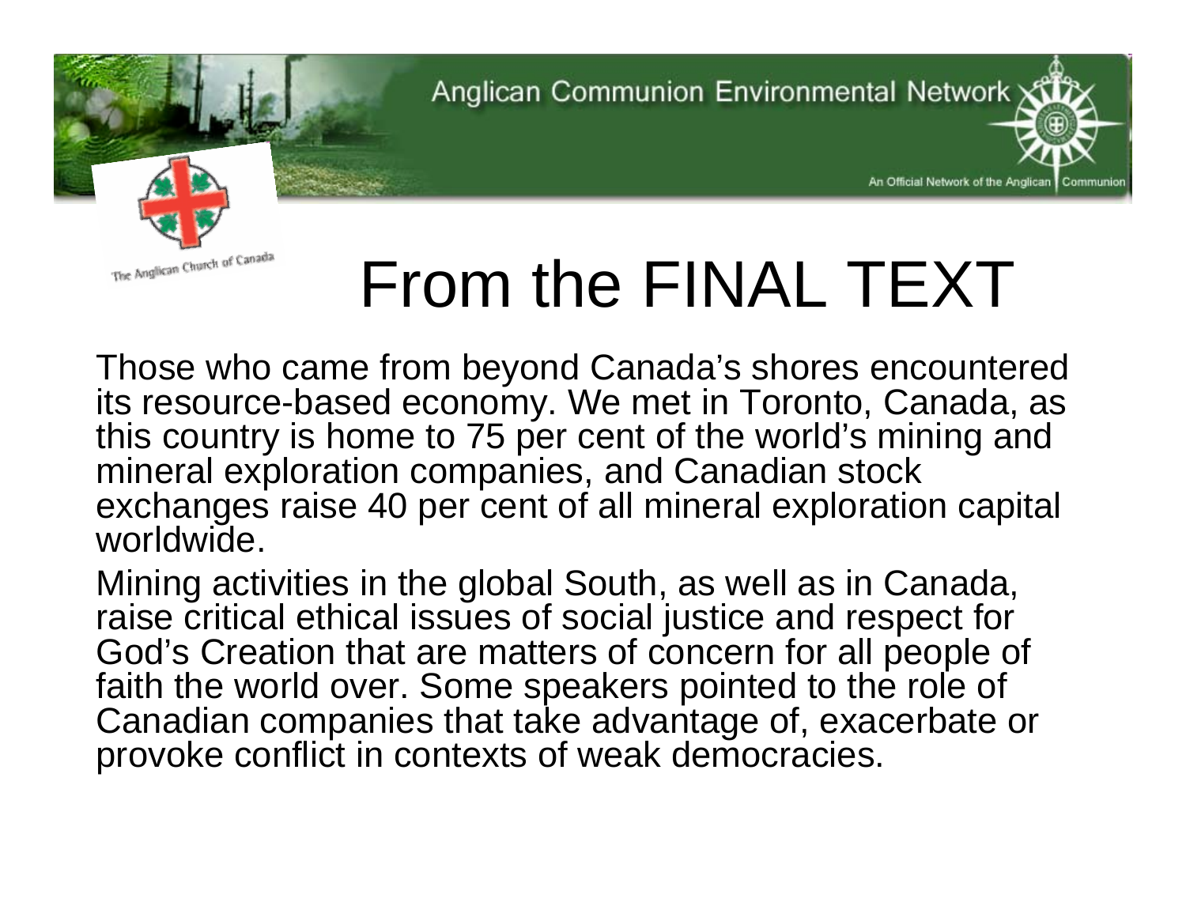# From the FINAL TEXT

Those who came from beyond Canada's shores encountered its resource-based economy. We met in Toronto, Canada, as this country is home to 75 per cent of the world's mining and mineral exploration companies, and Canadian stock exchanges raise 40 per cent of all mineral exploration capital worldwide.

Mining activities in the global South, as well as in Canada, raise critical ethical issues of social justice and respect for God's Creation that are matters of concern for all people of faith the world over. Some speakers pointed to the role of Canadian companies that take advantage of, exacerbate or provoke conflict in contexts of weak democracies.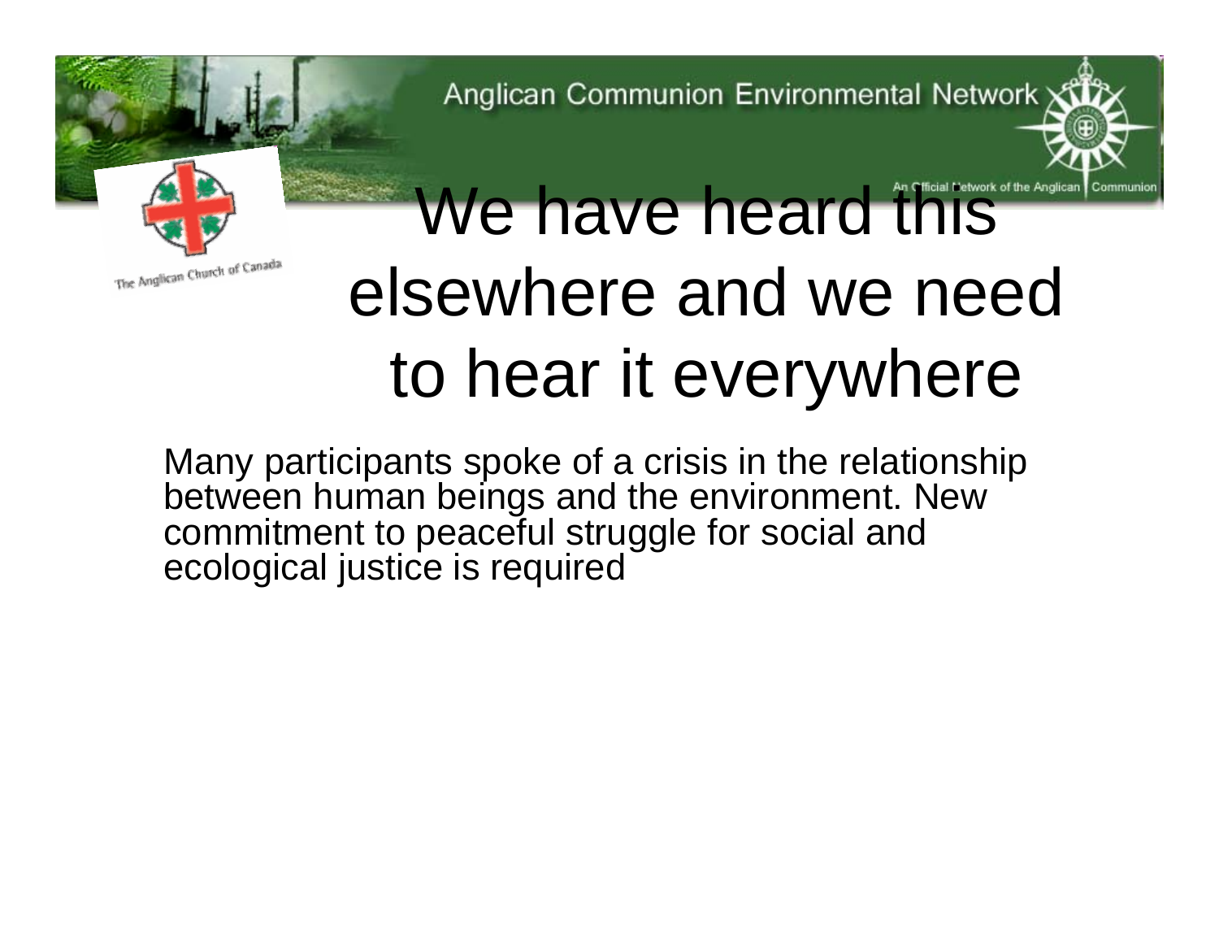# We have heard this elsewhere and we need to hear it everywhere

Many participants spoke of a crisis in the relationship between human beings and the environment. New commitment to peaceful struggle for social and ecological justice is required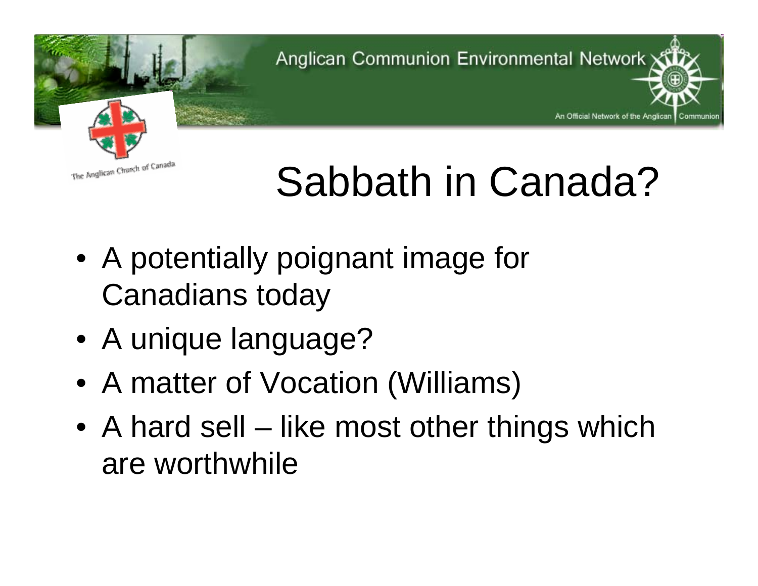# Sabbath in Canada?

- A potentially poignant image for Canadians today
- A unique language?
- A matter of Vocation (Williams)
- A hard sell – like most other things which are worthwhile